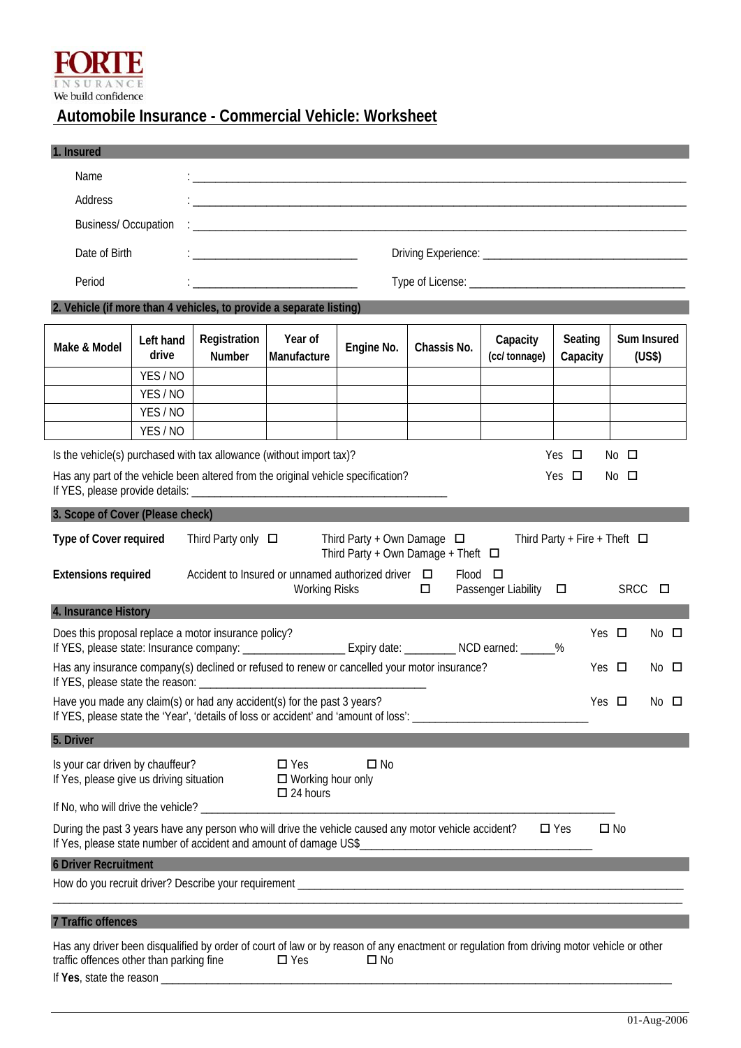FORTE INSURANCE
We build confidence

# Automobile Insurance - Commercial Vehicle: Worksheet

## 1. Insured

Name : ______________________________________________________________

Address : ______________________________________________________________

Business/ Occupation : ______________________________________________________________

Date of Birth : ____________________________ Driving Experience: ____________________________________

Period : ____________________________ Type of License: ______________________________________

## 2. Vehicle (if more than 4 vehicles, to provide a separate listing)

| Make & Model | Left hand drive | Registration Number | Year of Manufacture | Engine No. | Chassis No. | Capacity (cc/ tonnage) | Seating Capacity | Sum Insured (US$) |
|---|---|---|---|---|---|---|---|---|
| | YES / NO | | | | | | | |
| | YES / NO | | | | | | | |
| | YES / NO | | | | | | | |
| | YES / NO | | | | | | | |

Is the vehicle(s) purchased with tax allowance (without import tax)? Yes ☐ No ☐

Has any part of the vehicle been altered from the original vehicle specification? Yes ☐ No ☐
If YES, please provide details: ______________________________________________

## 3. Scope of Cover (Please check)

**Type of Cover required** Third Party only ☐ Third Party + Own Damage ☐ Third Party + Fire + Theft ☐ Third Party + Own Damage + Theft ☐

**Extensions required** Accident to Insured or unnamed authorized driver ☐ Flood ☐ Working Risks ☐ Passenger Liability ☐ SRCC ☐

## 4. Insurance History

Does this proposal replace a motor insurance policy? Yes ☐ No ☐
If YES, please state: Insurance company: _________________ Expiry date: _________ NCD earned: ______%

Has any insurance company(s) declined or refused to renew or cancelled your motor insurance? Yes ☐ No ☐
If YES, please state the reason: ______________________________________

Have you made any claim(s) or had any accident(s) for the past 3 years? Yes ☐ No ☐
If YES, please state the 'Year', 'details of loss or accident' and 'amount of loss': ______________________________

## 5. Driver

Is your car driven by chauffeur? ☐ Yes ☐ No
If Yes, please give us driving situation ☐ Working hour only ☐ 24 hours

If No, who will drive the vehicle? ______________________________________________________________________

During the past 3 years have any person who will drive the vehicle caused any motor vehicle accident? ☐ Yes ☐ No
If Yes, please state number of accident and amount of damage US$_________________________________________

## 6 Driver Recruitment

How do you recruit driver? Describe your requirement ___________________________________________________________________

_______________________________________________________________________________________________

## 7 Traffic offences

Has any driver been disqualified by order of court of law or by reason of any enactment or regulation from driving motor vehicle or other traffic offences other than parking fine ☐ Yes ☐ No

If **Yes**, state the reason ______________________________________________________________________________________

01-Aug-2006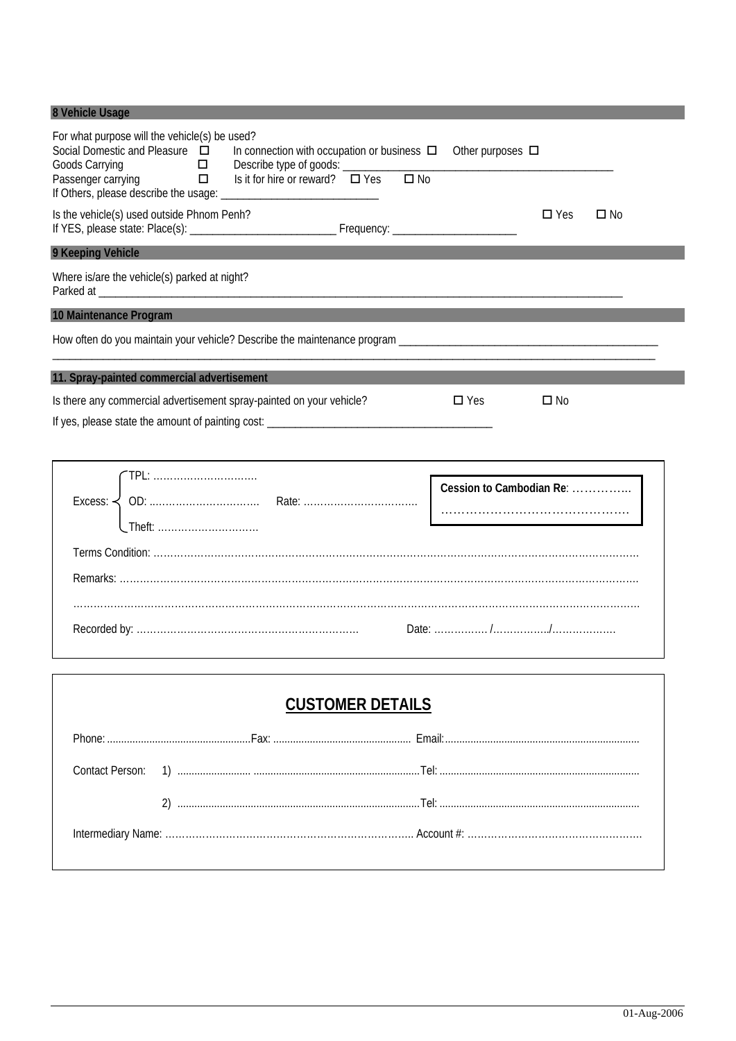## 8 Vehicle Usage

For what purpose will the vehicle(s) be used?

Social Domestic and Pleasure ☐ In connection with occupation or business ☐ Other purposes ☐

Goods Carrying ☐ Describe type of goods: ___________________________________________

Passenger carrying ☐ Is it for hire or reward? ☐ Yes ☐ No

If Others, please describe the usage: ___________________________

Is the vehicle(s) used outside Phnom Penh? ☐ Yes ☐ No

If YES, please state: Place(s): _________________________ Frequency: _____________________

## 9 Keeping Vehicle

Where is/are the vehicle(s) parked at night?

Parked at ______________________________________________________________________________________

## 10 Maintenance Program

How often do you maintain your vehicle? Describe the maintenance program _____________________________________________

______________________________________________________________________________________________________

## 11. Spray-painted commercial advertisement

Is there any commercial advertisement spray-painted on your vehicle? ☐ Yes ☐ No

If yes, please state the amount of painting cost: ______________________________________

---

Excess:
- TPL: …………………………
- OD: ………………………….. Rate: ……………………………
- Theft: ………………………..

**Cession to Cambodian Re**: …………..
……………………………………….

Terms Condition: ……………………………………………………………………………………………………………………………

Remarks: ………………………………………………………………………………………………………………………………………

………………………………………………………………………………………………………………………………………………………

Recorded by: ………………………………………………………… Date: ……………. /……………../……………….

---

## CUSTOMER DETAILS

Phone: ……………………………………………Fax: ………………………………………… Email:……………………………………………………………

Contact Person: 1) ……………………… ……………………………………………………Tel: ……………………………………………………………

2) ……………………………………………………………………………Tel: ……………………………………………………………

Intermediary Name: ……………………………………………………………….. Account #: …………………………………………….